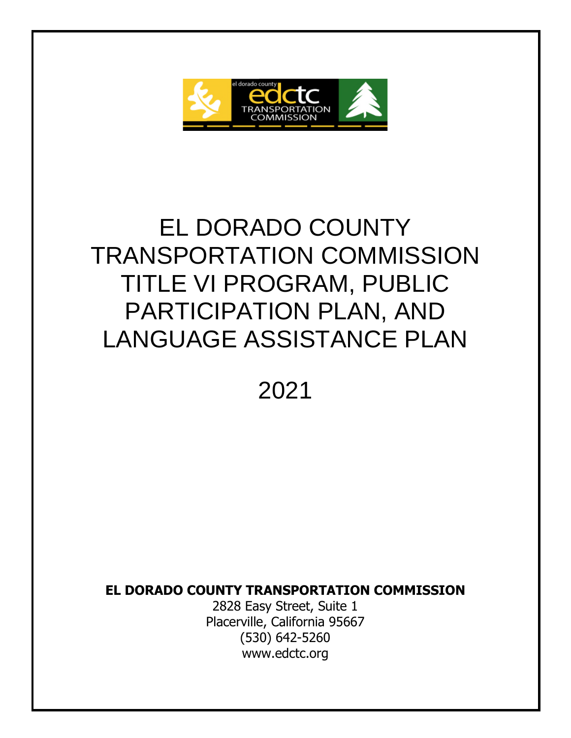# EL DORADO COUNTY TRANSPORTATION COMMISSION TITLE VI PROGRAM, PUBLIC PARTICIPATION PLAN, AND LANGUAGE ASSISTANCE PLAN

2021

**EL DORADO COUNTY TRANSPORTATION COMMISSION**

2828 Easy Street, Suite 1
Placerville, California 95667
(530) 642-5260
www.edctc.org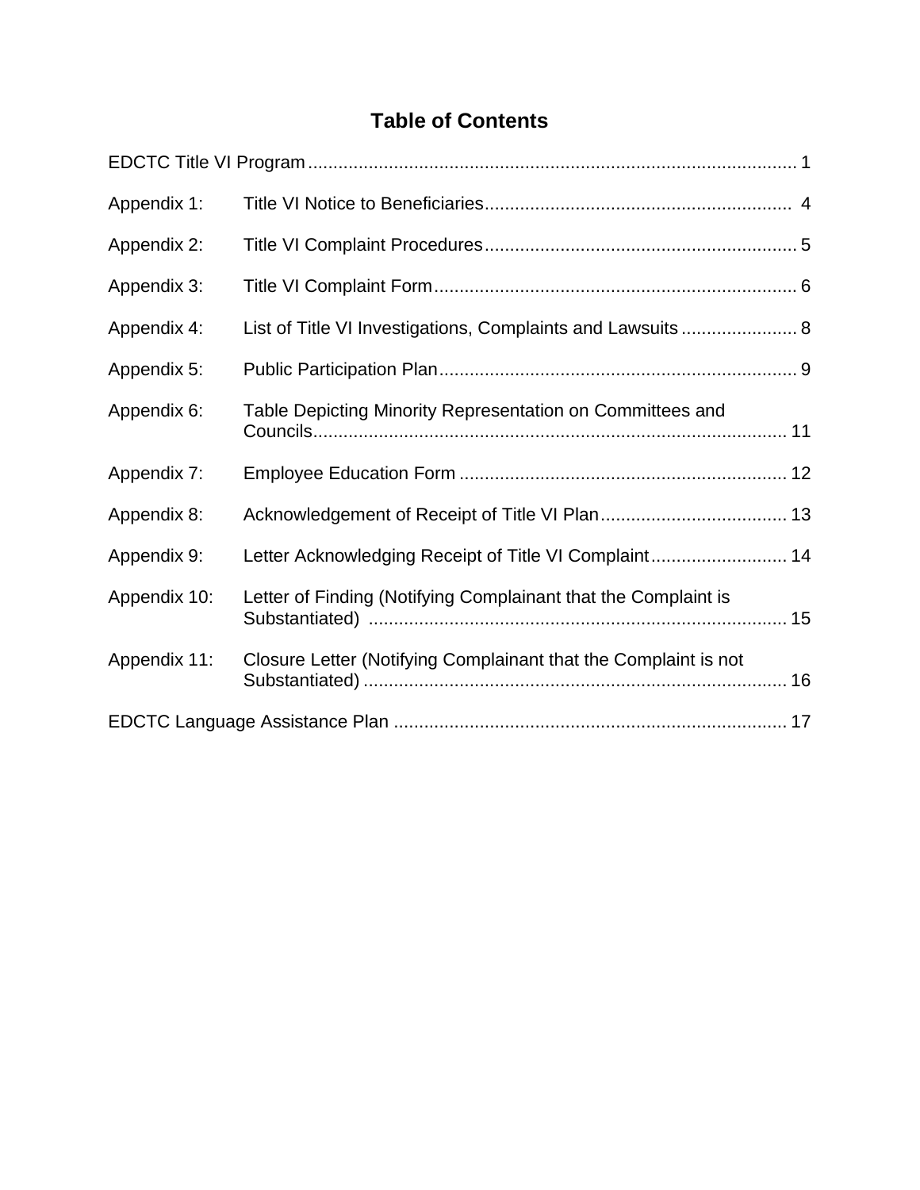# Table of Contents

EDCTC Title VI Program ........................................................................................ 1

Appendix 1: Title VI Notice to Beneficiaries ............................................................ 4

Appendix 2: Title VI Complaint Procedures ............................................................ 5

Appendix 3: Title VI Complaint Form ...................................................................... 6

Appendix 4: List of Title VI Investigations, Complaints and Lawsuits ....................... 8

Appendix 5: Public Participation Plan ...................................................................... 9

Appendix 6: Table Depicting Minority Representation on Committees and Councils ............................................................................................ 11

Appendix 7: Employee Education Form ................................................................ 12

Appendix 8: Acknowledgement of Receipt of Title VI Plan ..................................... 13

Appendix 9: Letter Acknowledging Receipt of Title VI Complaint ........................... 14

Appendix 10: Letter of Finding (Notifying Complainant that the Complaint is Substantiated) .................................................................................. 15

Appendix 11: Closure Letter (Notifying Complainant that the Complaint is not Substantiated) .................................................................................. 16

EDCTC Language Assistance Plan ............................................................................ 17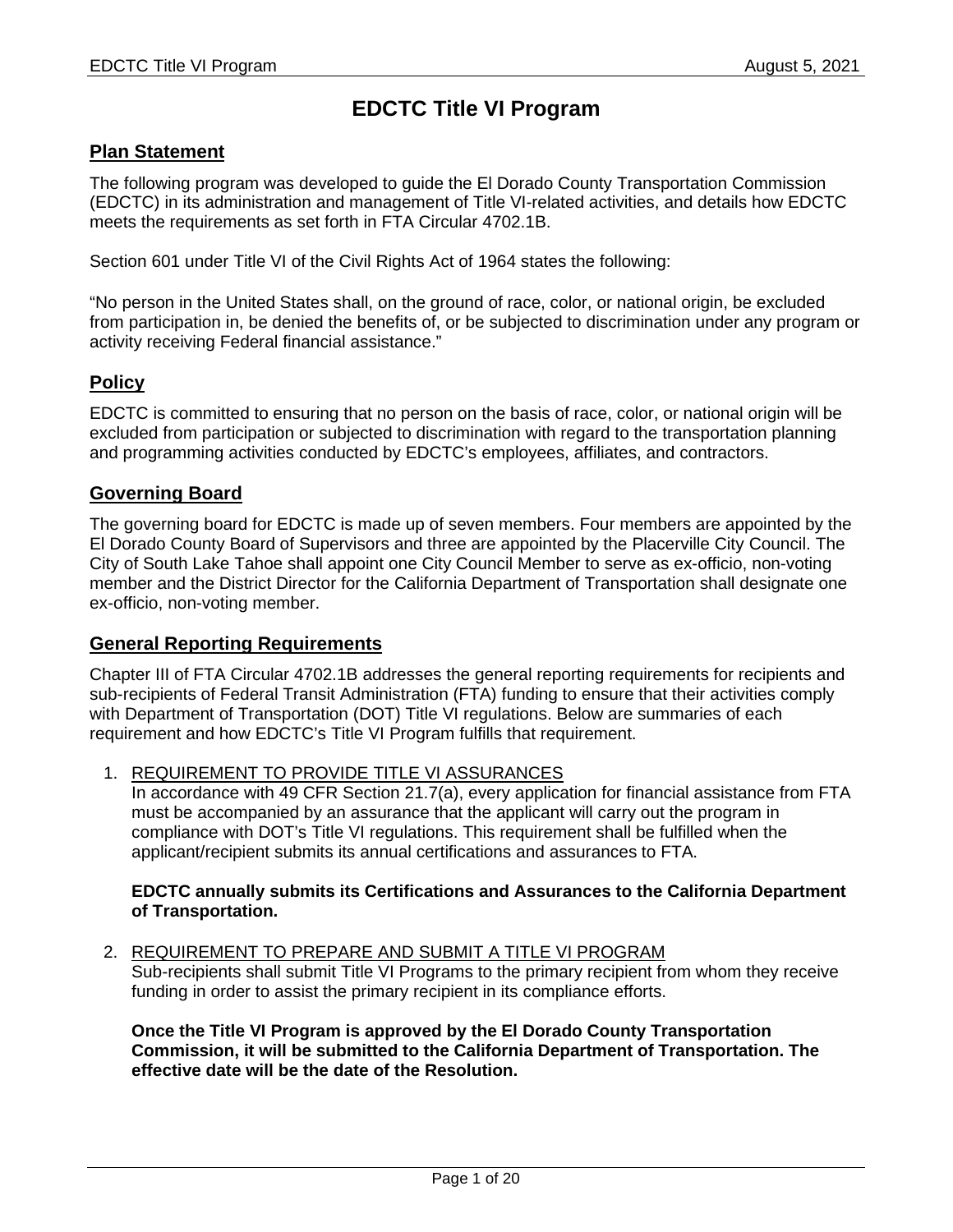# EDCTC Title VI Program

## Plan Statement

The following program was developed to guide the El Dorado County Transportation Commission (EDCTC) in its administration and management of Title VI-related activities, and details how EDCTC meets the requirements as set forth in FTA Circular 4702.1B.

Section 601 under Title VI of the Civil Rights Act of 1964 states the following:

"No person in the United States shall, on the ground of race, color, or national origin, be excluded from participation in, be denied the benefits of, or be subjected to discrimination under any program or activity receiving Federal financial assistance."

## Policy

EDCTC is committed to ensuring that no person on the basis of race, color, or national origin will be excluded from participation or subjected to discrimination with regard to the transportation planning and programming activities conducted by EDCTC's employees, affiliates, and contractors.

## Governing Board

The governing board for EDCTC is made up of seven members. Four members are appointed by the El Dorado County Board of Supervisors and three are appointed by the Placerville City Council. The City of South Lake Tahoe shall appoint one City Council Member to serve as ex-officio, non-voting member and the District Director for the California Department of Transportation shall designate one ex-officio, non-voting member.

## General Reporting Requirements

Chapter III of FTA Circular 4702.1B addresses the general reporting requirements for recipients and sub-recipients of Federal Transit Administration (FTA) funding to ensure that their activities comply with Department of Transportation (DOT) Title VI regulations. Below are summaries of each requirement and how EDCTC's Title VI Program fulfills that requirement.

1. REQUIREMENT TO PROVIDE TITLE VI ASSURANCES
   In accordance with 49 CFR Section 21.7(a), every application for financial assistance from FTA must be accompanied by an assurance that the applicant will carry out the program in compliance with DOT's Title VI regulations. This requirement shall be fulfilled when the applicant/recipient submits its annual certifications and assurances to FTA.

   **EDCTC annually submits its Certifications and Assurances to the California Department of Transportation.**

2. REQUIREMENT TO PREPARE AND SUBMIT A TITLE VI PROGRAM
   Sub-recipients shall submit Title VI Programs to the primary recipient from whom they receive funding in order to assist the primary recipient in its compliance efforts.

   **Once the Title VI Program is approved by the El Dorado County Transportation Commission, it will be submitted to the California Department of Transportation. The effective date will be the date of the Resolution.**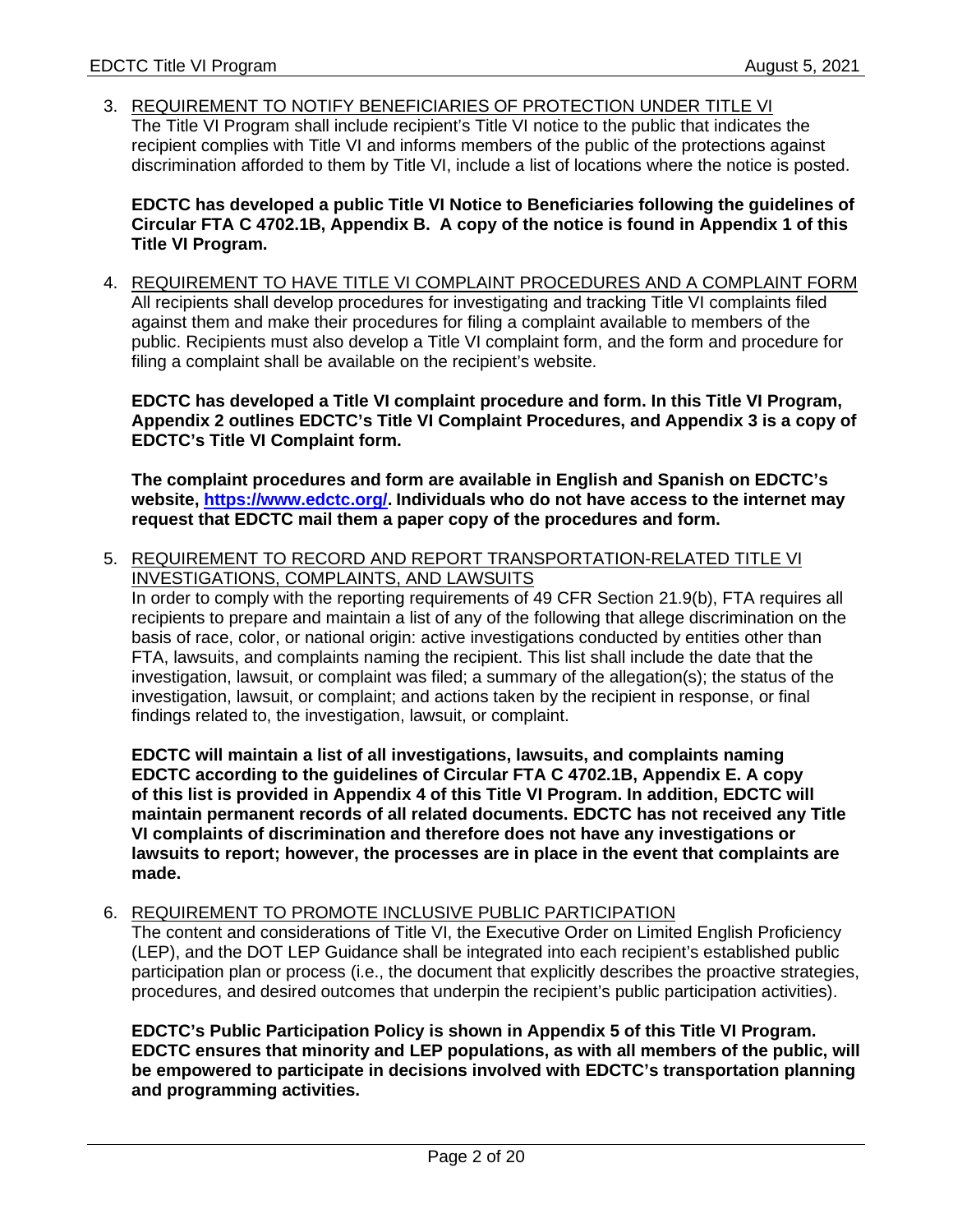3. <u>REQUIREMENT TO NOTIFY BENEFICIARIES OF PROTECTION UNDER TITLE VI</u>
   The Title VI Program shall include recipient's Title VI notice to the public that indicates the recipient complies with Title VI and informs members of the public of the protections against discrimination afforded to them by Title VI, include a list of locations where the notice is posted.

   **EDCTC has developed a public Title VI Notice to Beneficiaries following the guidelines of Circular FTA C 4702.1B, Appendix B. A copy of the notice is found in Appendix 1 of this Title VI Program.**

4. <u>REQUIREMENT TO HAVE TITLE VI COMPLAINT PROCEDURES AND A COMPLAINT FORM</u>
   All recipients shall develop procedures for investigating and tracking Title VI complaints filed against them and make their procedures for filing a complaint available to members of the public. Recipients must also develop a Title VI complaint form, and the form and procedure for filing a complaint shall be available on the recipient's website.

   **EDCTC has developed a Title VI complaint procedure and form. In this Title VI Program, Appendix 2 outlines EDCTC's Title VI Complaint Procedures, and Appendix 3 is a copy of EDCTC's Title VI Complaint form.**

   **The complaint procedures and form are available in English and Spanish on EDCTC's website, [https://www.edctc.org/](https://www.edctc.org/). Individuals who do not have access to the internet may request that EDCTC mail them a paper copy of the procedures and form.**

5. <u>REQUIREMENT TO RECORD AND REPORT TRANSPORTATION-RELATED TITLE VI INVESTIGATIONS, COMPLAINTS, AND LAWSUITS</u>
   In order to comply with the reporting requirements of 49 CFR Section 21.9(b), FTA requires all recipients to prepare and maintain a list of any of the following that allege discrimination on the basis of race, color, or national origin: active investigations conducted by entities other than FTA, lawsuits, and complaints naming the recipient. This list shall include the date that the investigation, lawsuit, or complaint was filed; a summary of the allegation(s); the status of the investigation, lawsuit, or complaint; and actions taken by the recipient in response, or final findings related to, the investigation, lawsuit, or complaint.

   **EDCTC will maintain a list of all investigations, lawsuits, and complaints naming EDCTC according to the guidelines of Circular FTA C 4702.1B, Appendix E. A copy of this list is provided in Appendix 4 of this Title VI Program. In addition, EDCTC will maintain permanent records of all related documents. EDCTC has not received any Title VI complaints of discrimination and therefore does not have any investigations or lawsuits to report; however, the processes are in place in the event that complaints are made.**

6. <u>REQUIREMENT TO PROMOTE INCLUSIVE PUBLIC PARTICIPATION</u>
   The content and considerations of Title VI, the Executive Order on Limited English Proficiency (LEP), and the DOT LEP Guidance shall be integrated into each recipient's established public participation plan or process (i.e., the document that explicitly describes the proactive strategies, procedures, and desired outcomes that underpin the recipient's public participation activities).

   **EDCTC's Public Participation Policy is shown in Appendix 5 of this Title VI Program. EDCTC ensures that minority and LEP populations, as with all members of the public, will be empowered to participate in decisions involved with EDCTC's transportation planning and programming activities.**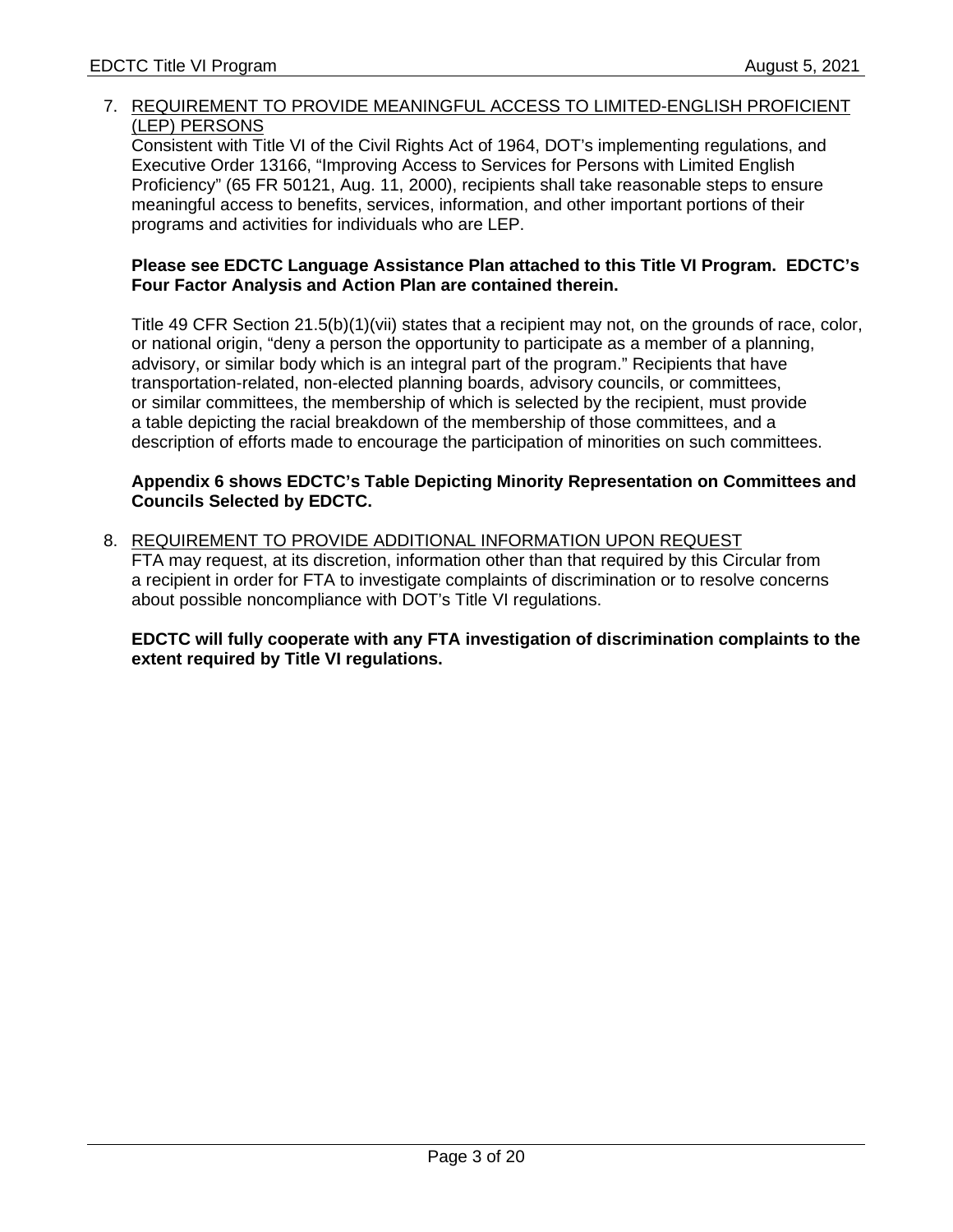7. <u>REQUIREMENT TO PROVIDE MEANINGFUL ACCESS TO LIMITED-ENGLISH PROFICIENT (LEP) PERSONS</u>
   Consistent with Title VI of the Civil Rights Act of 1964, DOT's implementing regulations, and Executive Order 13166, "Improving Access to Services for Persons with Limited English Proficiency" (65 FR 50121, Aug. 11, 2000), recipients shall take reasonable steps to ensure meaningful access to benefits, services, information, and other important portions of their programs and activities for individuals who are LEP.

   **Please see EDCTC Language Assistance Plan attached to this Title VI Program. EDCTC's Four Factor Analysis and Action Plan are contained therein.**

   Title 49 CFR Section 21.5(b)(1)(vii) states that a recipient may not, on the grounds of race, color, or national origin, "deny a person the opportunity to participate as a member of a planning, advisory, or similar body which is an integral part of the program." Recipients that have transportation-related, non-elected planning boards, advisory councils, or committees, or similar committees, the membership of which is selected by the recipient, must provide a table depicting the racial breakdown of the membership of those committees, and a description of efforts made to encourage the participation of minorities on such committees.

   **Appendix 6 shows EDCTC's Table Depicting Minority Representation on Committees and Councils Selected by EDCTC.**

8. <u>REQUIREMENT TO PROVIDE ADDITIONAL INFORMATION UPON REQUEST</u>
   FTA may request, at its discretion, information other than that required by this Circular from a recipient in order for FTA to investigate complaints of discrimination or to resolve concerns about possible noncompliance with DOT's Title VI regulations.

   **EDCTC will fully cooperate with any FTA investigation of discrimination complaints to the extent required by Title VI regulations.**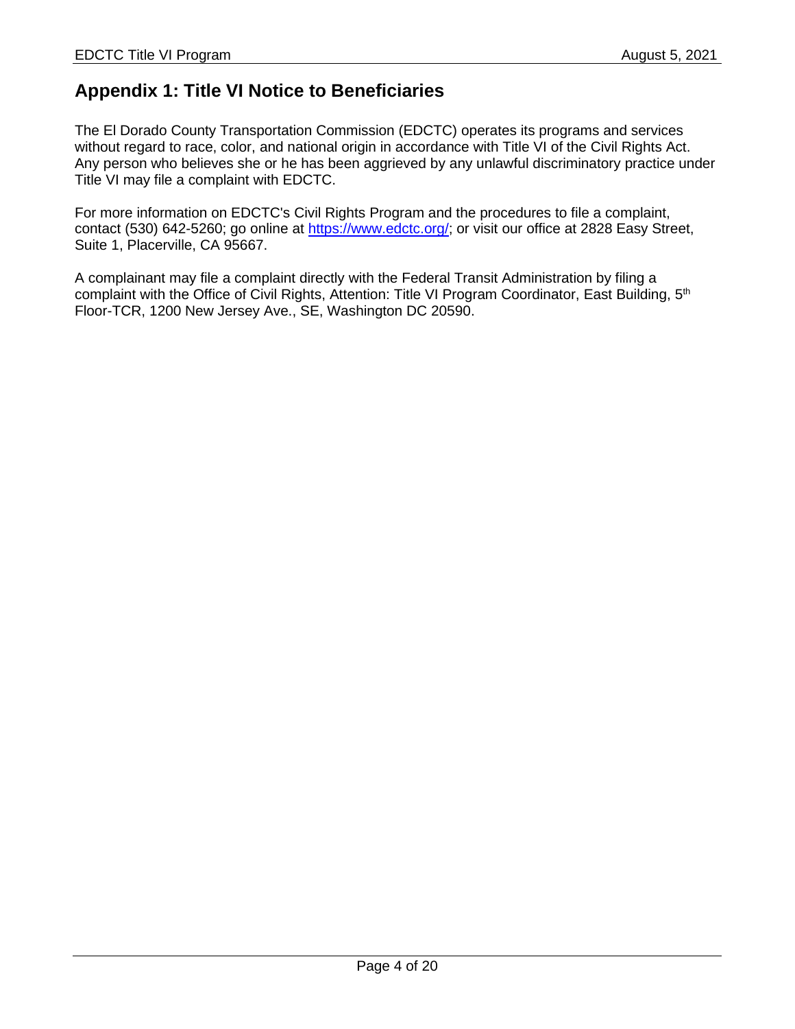## Appendix 1: Title VI Notice to Beneficiaries

The El Dorado County Transportation Commission (EDCTC) operates its programs and services without regard to race, color, and national origin in accordance with Title VI of the Civil Rights Act. Any person who believes she or he has been aggrieved by any unlawful discriminatory practice under Title VI may file a complaint with EDCTC.

For more information on EDCTC's Civil Rights Program and the procedures to file a complaint, contact (530) 642-5260; go online at https://www.edctc.org/; or visit our office at 2828 Easy Street, Suite 1, Placerville, CA 95667.

A complainant may file a complaint directly with the Federal Transit Administration by filing a complaint with the Office of Civil Rights, Attention: Title VI Program Coordinator, East Building, 5th Floor-TCR, 1200 New Jersey Ave., SE, Washington DC 20590.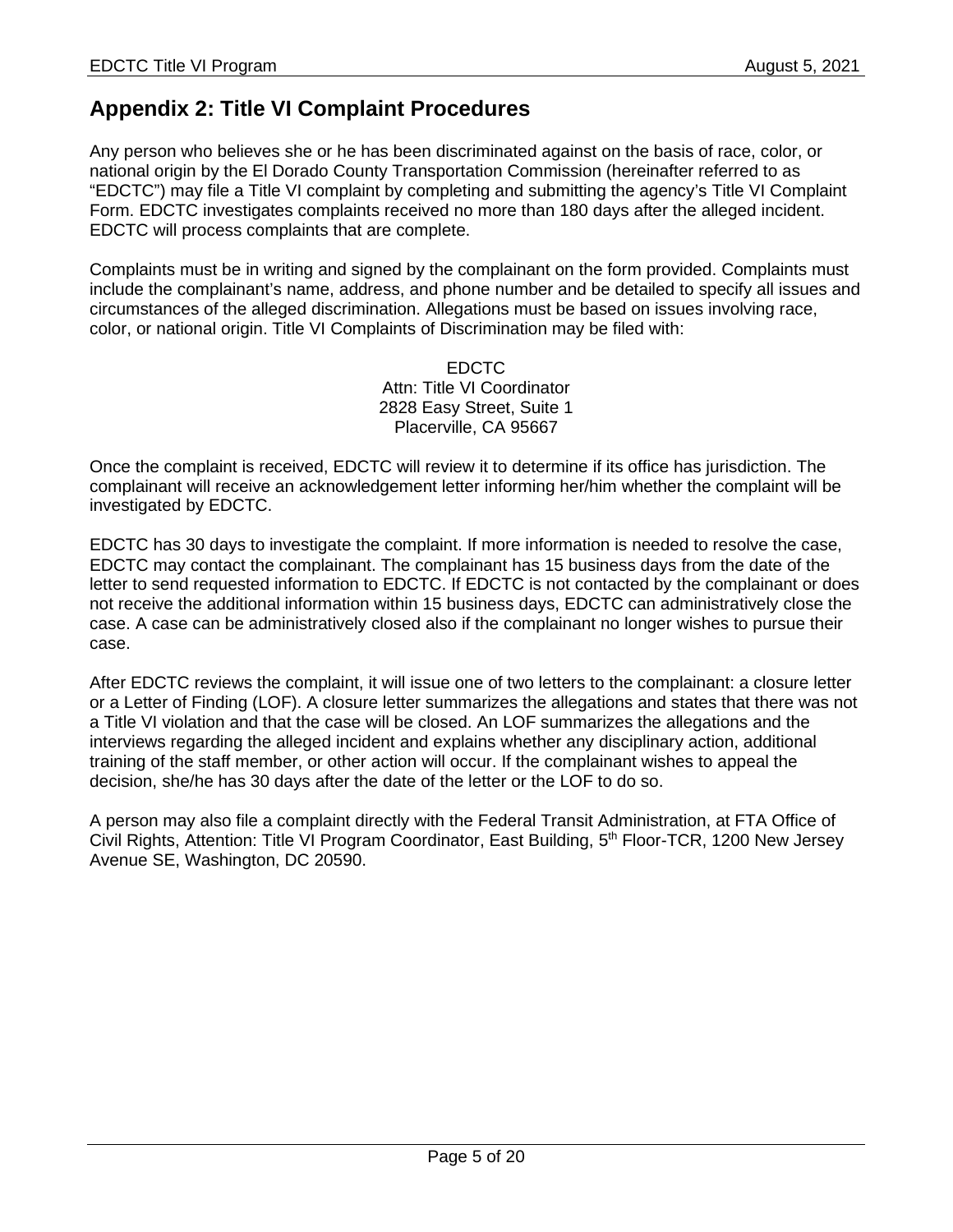## Appendix 2: Title VI Complaint Procedures

Any person who believes she or he has been discriminated against on the basis of race, color, or national origin by the El Dorado County Transportation Commission (hereinafter referred to as "EDCTC") may file a Title VI complaint by completing and submitting the agency's Title VI Complaint Form. EDCTC investigates complaints received no more than 180 days after the alleged incident. EDCTC will process complaints that are complete.

Complaints must be in writing and signed by the complainant on the form provided. Complaints must include the complainant's name, address, and phone number and be detailed to specify all issues and circumstances of the alleged discrimination. Allegations must be based on issues involving race, color, or national origin. Title VI Complaints of Discrimination may be filed with:

EDCTC
Attn: Title VI Coordinator
2828 Easy Street, Suite 1
Placerville, CA 95667

Once the complaint is received, EDCTC will review it to determine if its office has jurisdiction. The complainant will receive an acknowledgement letter informing her/him whether the complaint will be investigated by EDCTC.

EDCTC has 30 days to investigate the complaint. If more information is needed to resolve the case, EDCTC may contact the complainant. The complainant has 15 business days from the date of the letter to send requested information to EDCTC. If EDCTC is not contacted by the complainant or does not receive the additional information within 15 business days, EDCTC can administratively close the case. A case can be administratively closed also if the complainant no longer wishes to pursue their case.

After EDCTC reviews the complaint, it will issue one of two letters to the complainant: a closure letter or a Letter of Finding (LOF). A closure letter summarizes the allegations and states that there was not a Title VI violation and that the case will be closed. An LOF summarizes the allegations and the interviews regarding the alleged incident and explains whether any disciplinary action, additional training of the staff member, or other action will occur. If the complainant wishes to appeal the decision, she/he has 30 days after the date of the letter or the LOF to do so.

A person may also file a complaint directly with the Federal Transit Administration, at FTA Office of Civil Rights, Attention: Title VI Program Coordinator, East Building, 5th Floor-TCR, 1200 New Jersey Avenue SE, Washington, DC 20590.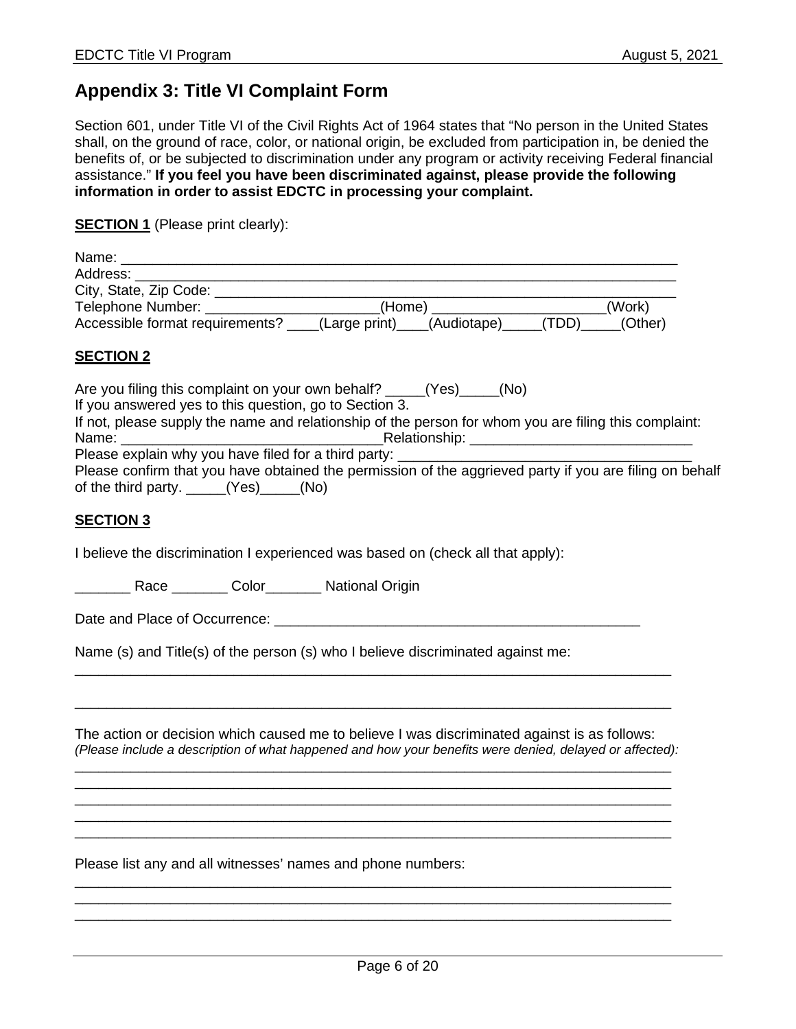## Appendix 3: Title VI Complaint Form

Section 601, under Title VI of the Civil Rights Act of 1964 states that “No person in the United States shall, on the ground of race, color, or national origin, be excluded from participation in, be denied the benefits of, or be subjected to discrimination under any program or activity receiving Federal financial assistance.” **If you feel you have been discriminated against, please provide the following information in order to assist EDCTC in processing your complaint.**

**SECTION 1** (Please print clearly):

Name: ______________________________________________________________________

Address: ____________________________________________________________________

City, State, Zip Code: _________________________________________________________

Telephone Number: ______________________(Home) _____________________(Work)

Accessible format requirements? ____(Large print)____(Audiotape)_____(TDD)_____(Other)

**SECTION 2**

Are you filing this complaint on your own behalf? _____(Yes)_____(No)

If you answered yes to this question, go to Section 3.

If not, please supply the name and relationship of the person for whom you are filing this complaint:

Name: _________________________________Relationship: ____________________________

Please explain why you have filed for a third party: _____________________________________

Please confirm that you have obtained the permission of the aggrieved party if you are filing on behalf of the third party. _____(Yes)_____(No)

**SECTION 3**

I believe the discrimination I experienced was based on (check all that apply):

_______ Race _______ Color_______ National Origin

Date and Place of Occurrence: _______________________________________________

Name (s) and Title(s) of the person (s) who I believe discriminated against me:

_____________________________________________________________________________

_____________________________________________________________________________

The action or decision which caused me to believe I was discriminated against is as follows:
*(Please include a description of what happened and how your benefits were denied, delayed or affected):*

_____________________________________________________________________________

_____________________________________________________________________________

_____________________________________________________________________________

_____________________________________________________________________________

_____________________________________________________________________________

Please list any and all witnesses' names and phone numbers:

_____________________________________________________________________________

_____________________________________________________________________________

_____________________________________________________________________________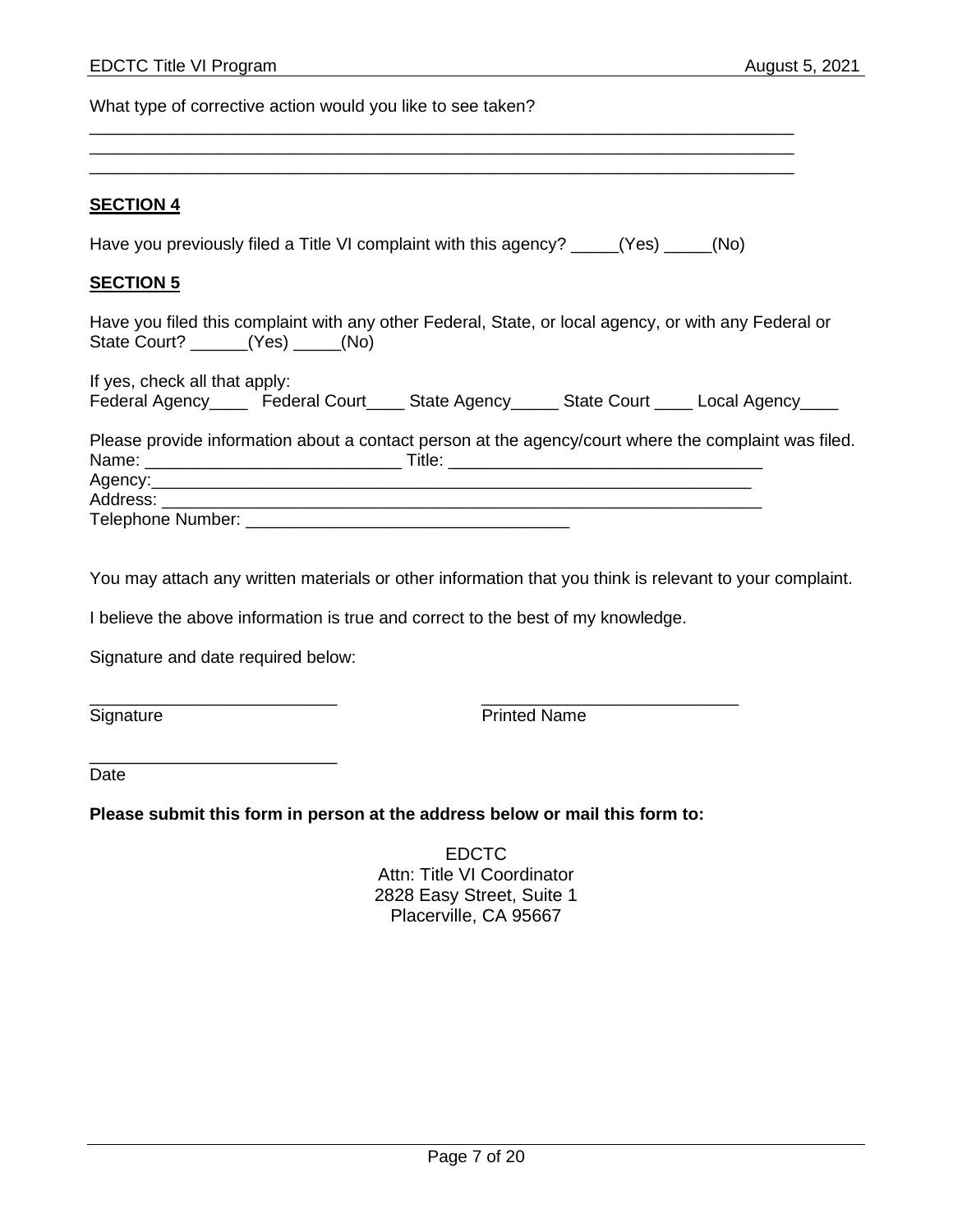What type of corrective action would you like to see taken?

\_\_\_\_\_\_\_\_\_\_\_\_\_\_\_\_\_\_\_\_\_\_\_\_\_\_\_\_\_\_\_\_\_\_\_\_\_\_\_\_\_\_\_\_\_\_\_\_\_\_\_\_\_\_\_\_\_\_\_\_\_\_\_\_\_\_\_\_\_\_\_\_\_\_\_\_
\_\_\_\_\_\_\_\_\_\_\_\_\_\_\_\_\_\_\_\_\_\_\_\_\_\_\_\_\_\_\_\_\_\_\_\_\_\_\_\_\_\_\_\_\_\_\_\_\_\_\_\_\_\_\_\_\_\_\_\_\_\_\_\_\_\_\_\_\_\_\_\_\_\_\_\_
\_\_\_\_\_\_\_\_\_\_\_\_\_\_\_\_\_\_\_\_\_\_\_\_\_\_\_\_\_\_\_\_\_\_\_\_\_\_\_\_\_\_\_\_\_\_\_\_\_\_\_\_\_\_\_\_\_\_\_\_\_\_\_\_\_\_\_\_\_\_\_\_\_\_\_\_

**SECTION 4**

Have you previously filed a Title VI complaint with this agency? _____(Yes) _____(No)

**SECTION 5**

Have you filed this complaint with any other Federal, State, or local agency, or with any Federal or State Court? ______(Yes) _____(No)

If yes, check all that apply:
Federal Agency____ Federal Court____ State Agency_____ State Court ____ Local Agency____

Please provide information about a contact person at the agency/court where the complaint was filed.
Name: ___________________________ Title: _________________________________
Agency:_________________________________________________________________
Address: ________________________________________________________________
Telephone Number: __________________________________

You may attach any written materials or other information that you think is relevant to your complaint.

I believe the above information is true and correct to the best of my knowledge.

Signature and date required below:

__________________________ ___________________________
Signature Printed Name

__________________________
Date

**Please submit this form in person at the address below or mail this form to:**

EDCTC
Attn: Title VI Coordinator
2828 Easy Street, Suite 1
Placerville, CA 95667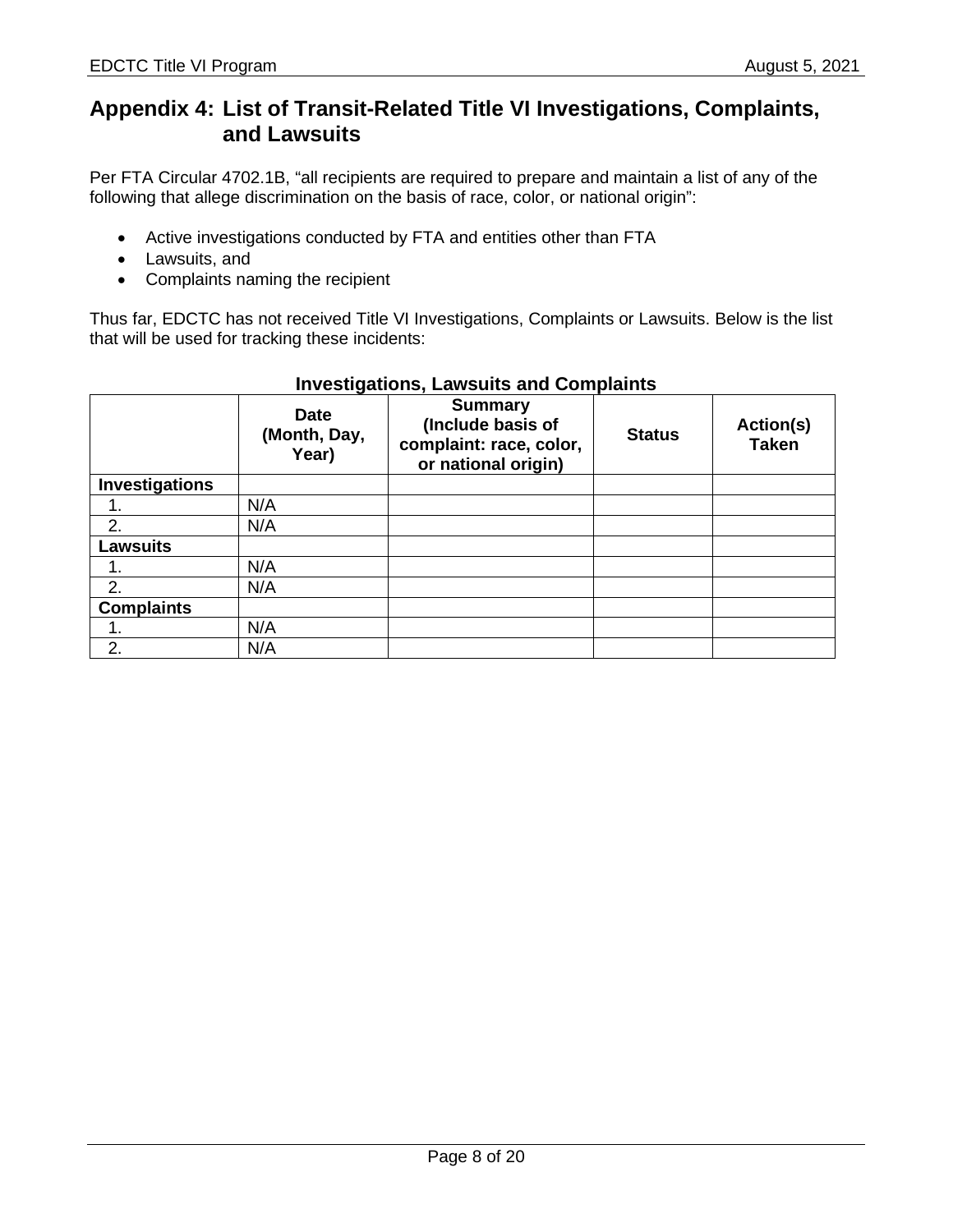## Appendix 4: List of Transit-Related Title VI Investigations, Complaints, and Lawsuits

Per FTA Circular 4702.1B, "all recipients are required to prepare and maintain a list of any of the following that allege discrimination on the basis of race, color, or national origin":

- Active investigations conducted by FTA and entities other than FTA
- Lawsuits, and
- Complaints naming the recipient

Thus far, EDCTC has not received Title VI Investigations, Complaints or Lawsuits. Below is the list that will be used for tracking these incidents:

**Investigations, Lawsuits and Complaints**

| | Date (Month, Day, Year) | Summary (Include basis of complaint: race, color, or national origin) | Status | Action(s) Taken |
|---|---|---|---|---|
| **Investigations** | | | | |
| 1. | N/A | | | |
| 2. | N/A | | | |
| **Lawsuits** | | | | |
| 1. | N/A | | | |
| 2. | N/A | | | |
| **Complaints** | | | | |
| 1. | N/A | | | |
| 2. | N/A | | | |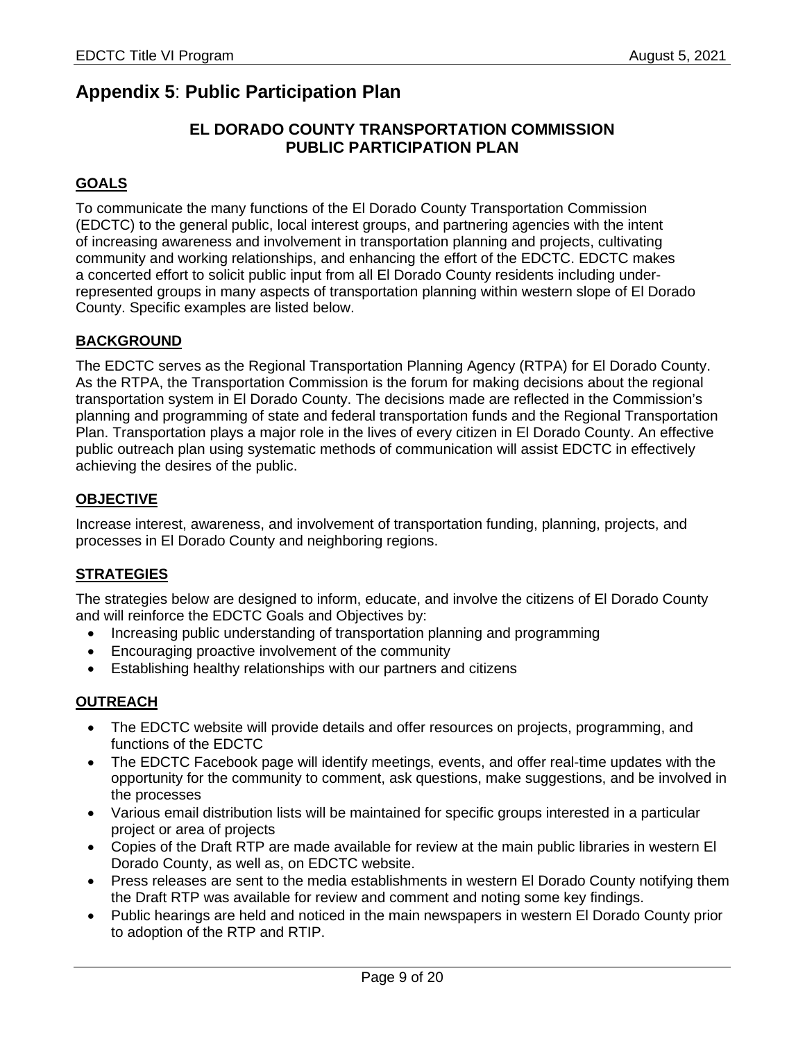# Appendix 5: Public Participation Plan

## EL DORADO COUNTY TRANSPORTATION COMMISSION PUBLIC PARTICIPATION PLAN

### GOALS

To communicate the many functions of the El Dorado County Transportation Commission (EDCTC) to the general public, local interest groups, and partnering agencies with the intent of increasing awareness and involvement in transportation planning and projects, cultivating community and working relationships, and enhancing the effort of the EDCTC. EDCTC makes a concerted effort to solicit public input from all El Dorado County residents including under-represented groups in many aspects of transportation planning within western slope of El Dorado County. Specific examples are listed below.

### BACKGROUND

The EDCTC serves as the Regional Transportation Planning Agency (RTPA) for El Dorado County. As the RTPA, the Transportation Commission is the forum for making decisions about the regional transportation system in El Dorado County. The decisions made are reflected in the Commission's planning and programming of state and federal transportation funds and the Regional Transportation Plan. Transportation plays a major role in the lives of every citizen in El Dorado County. An effective public outreach plan using systematic methods of communication will assist EDCTC in effectively achieving the desires of the public.

### OBJECTIVE

Increase interest, awareness, and involvement of transportation funding, planning, projects, and processes in El Dorado County and neighboring regions.

### STRATEGIES

The strategies below are designed to inform, educate, and involve the citizens of El Dorado County and will reinforce the EDCTC Goals and Objectives by:

- Increasing public understanding of transportation planning and programming
- Encouraging proactive involvement of the community
- Establishing healthy relationships with our partners and citizens

### OUTREACH

- The EDCTC website will provide details and offer resources on projects, programming, and functions of the EDCTC
- The EDCTC Facebook page will identify meetings, events, and offer real-time updates with the opportunity for the community to comment, ask questions, make suggestions, and be involved in the processes
- Various email distribution lists will be maintained for specific groups interested in a particular project or area of projects
- Copies of the Draft RTP are made available for review at the main public libraries in western El Dorado County, as well as, on EDCTC website.
- Press releases are sent to the media establishments in western El Dorado County notifying them the Draft RTP was available for review and comment and noting some key findings.
- Public hearings are held and noticed in the main newspapers in western El Dorado County prior to adoption of the RTP and RTIP.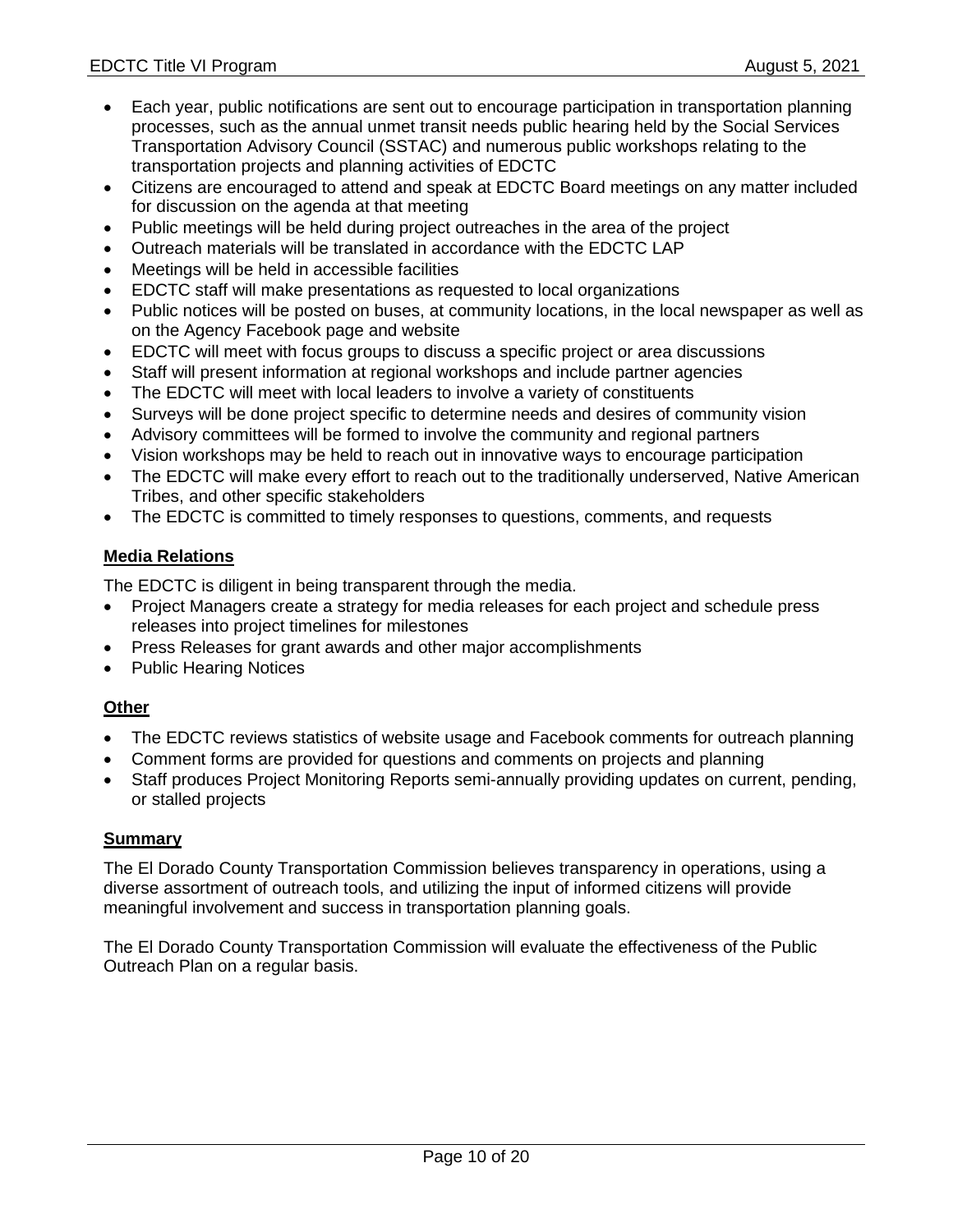- Each year, public notifications are sent out to encourage participation in transportation planning processes, such as the annual unmet transit needs public hearing held by the Social Services Transportation Advisory Council (SSTAC) and numerous public workshops relating to the transportation projects and planning activities of EDCTC
- Citizens are encouraged to attend and speak at EDCTC Board meetings on any matter included for discussion on the agenda at that meeting
- Public meetings will be held during project outreaches in the area of the project
- Outreach materials will be translated in accordance with the EDCTC LAP
- Meetings will be held in accessible facilities
- EDCTC staff will make presentations as requested to local organizations
- Public notices will be posted on buses, at community locations, in the local newspaper as well as on the Agency Facebook page and website
- EDCTC will meet with focus groups to discuss a specific project or area discussions
- Staff will present information at regional workshops and include partner agencies
- The EDCTC will meet with local leaders to involve a variety of constituents
- Surveys will be done project specific to determine needs and desires of community vision
- Advisory committees will be formed to involve the community and regional partners
- Vision workshops may be held to reach out in innovative ways to encourage participation
- The EDCTC will make every effort to reach out to the traditionally underserved, Native American Tribes, and other specific stakeholders
- The EDCTC is committed to timely responses to questions, comments, and requests

**Media Relations**

The EDCTC is diligent in being transparent through the media.

- Project Managers create a strategy for media releases for each project and schedule press releases into project timelines for milestones
- Press Releases for grant awards and other major accomplishments
- Public Hearing Notices

**Other**

- The EDCTC reviews statistics of website usage and Facebook comments for outreach planning
- Comment forms are provided for questions and comments on projects and planning
- Staff produces Project Monitoring Reports semi-annually providing updates on current, pending, or stalled projects

**Summary**

The El Dorado County Transportation Commission believes transparency in operations, using a diverse assortment of outreach tools, and utilizing the input of informed citizens will provide meaningful involvement and success in transportation planning goals.

The El Dorado County Transportation Commission will evaluate the effectiveness of the Public Outreach Plan on a regular basis.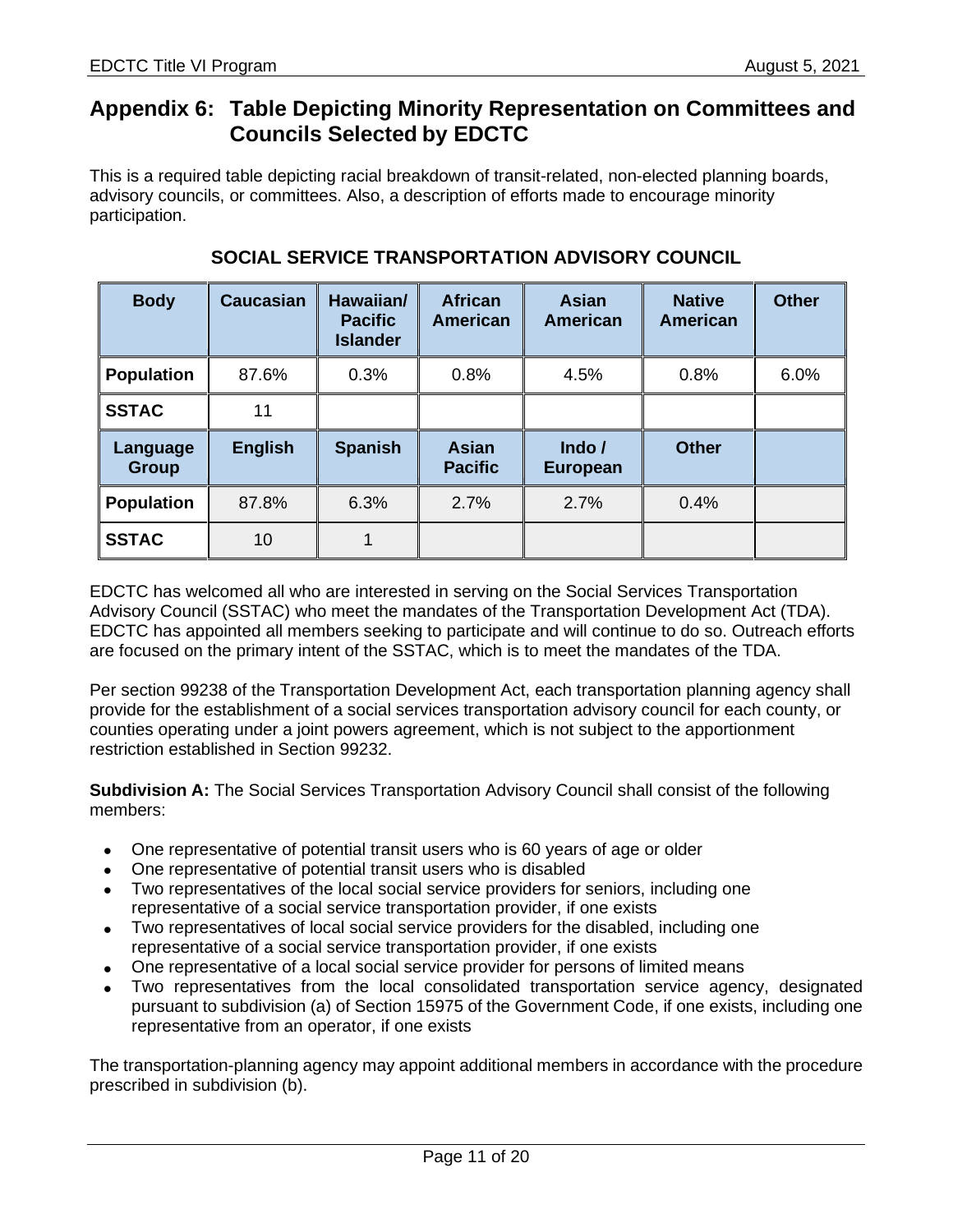## Appendix 6: Table Depicting Minority Representation on Committees and Councils Selected by EDCTC

This is a required table depicting racial breakdown of transit-related, non-elected planning boards, advisory councils, or committees. Also, a description of efforts made to encourage minority participation.

### SOCIAL SERVICE TRANSPORTATION ADVISORY COUNCIL

| Body | Caucasian | Hawaiian/ Pacific Islander | African American | Asian American | Native American | Other |
|---|---|---|---|---|---|---|
| **Population** | 87.6% | 0.3% | 0.8% | 4.5% | 0.8% | 6.0% |
| **SSTAC** | 11 | | | | | |
| **Language Group** | **English** | **Spanish** | **Asian Pacific** | **Indo / European** | **Other** | |
| **Population** | 87.8% | 6.3% | 2.7% | 2.7% | 0.4% | |
| **SSTAC** | 10 | 1 | | | | |

EDCTC has welcomed all who are interested in serving on the Social Services Transportation Advisory Council (SSTAC) who meet the mandates of the Transportation Development Act (TDA). EDCTC has appointed all members seeking to participate and will continue to do so. Outreach efforts are focused on the primary intent of the SSTAC, which is to meet the mandates of the TDA.

Per section 99238 of the Transportation Development Act, each transportation planning agency shall provide for the establishment of a social services transportation advisory council for each county, or counties operating under a joint powers agreement, which is not subject to the apportionment restriction established in Section 99232.

**Subdivision A:** The Social Services Transportation Advisory Council shall consist of the following members:

- One representative of potential transit users who is 60 years of age or older
- One representative of potential transit users who is disabled
- Two representatives of the local social service providers for seniors, including one representative of a social service transportation provider, if one exists
- Two representatives of local social service providers for the disabled, including one representative of a social service transportation provider, if one exists
- One representative of a local social service provider for persons of limited means
- Two representatives from the local consolidated transportation service agency, designated pursuant to subdivision (a) of Section 15975 of the Government Code, if one exists, including one representative from an operator, if one exists

The transportation-planning agency may appoint additional members in accordance with the procedure prescribed in subdivision (b).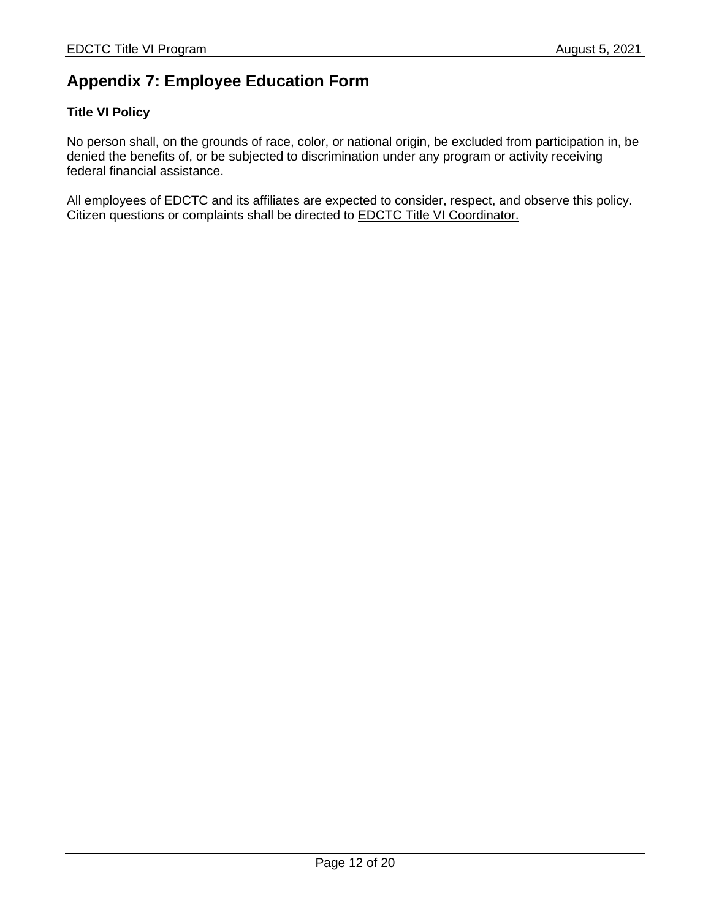## Appendix 7: Employee Education Form

**Title VI Policy**

No person shall, on the grounds of race, color, or national origin, be excluded from participation in, be denied the benefits of, or be subjected to discrimination under any program or activity receiving federal financial assistance.

All employees of EDCTC and its affiliates are expected to consider, respect, and observe this policy. Citizen questions or complaints shall be directed to EDCTC Title VI Coordinator.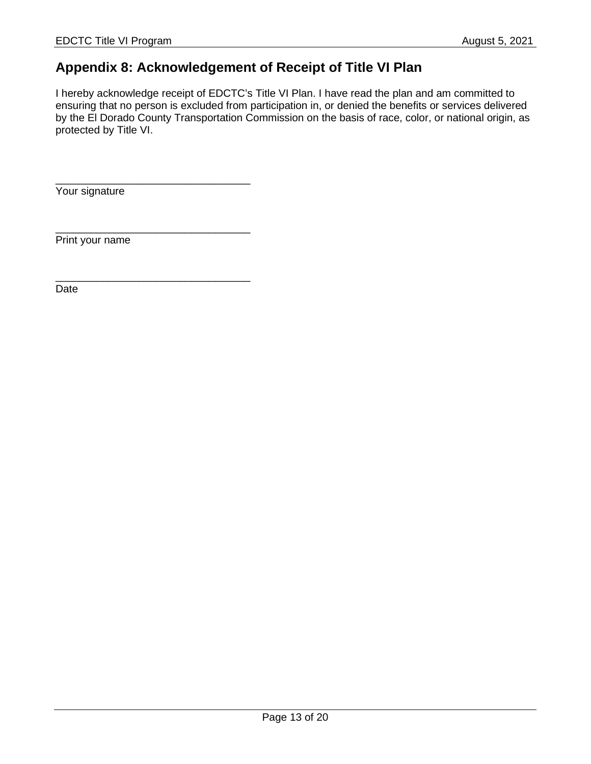## Appendix 8: Acknowledgement of Receipt of Title VI Plan

I hereby acknowledge receipt of EDCTC's Title VI Plan. I have read the plan and am committed to ensuring that no person is excluded from participation in, or denied the benefits or services delivered by the El Dorado County Transportation Commission on the basis of race, color, or national origin, as protected by Title VI.

_________________________________
Your signature

_________________________________
Print your name

_________________________________
Date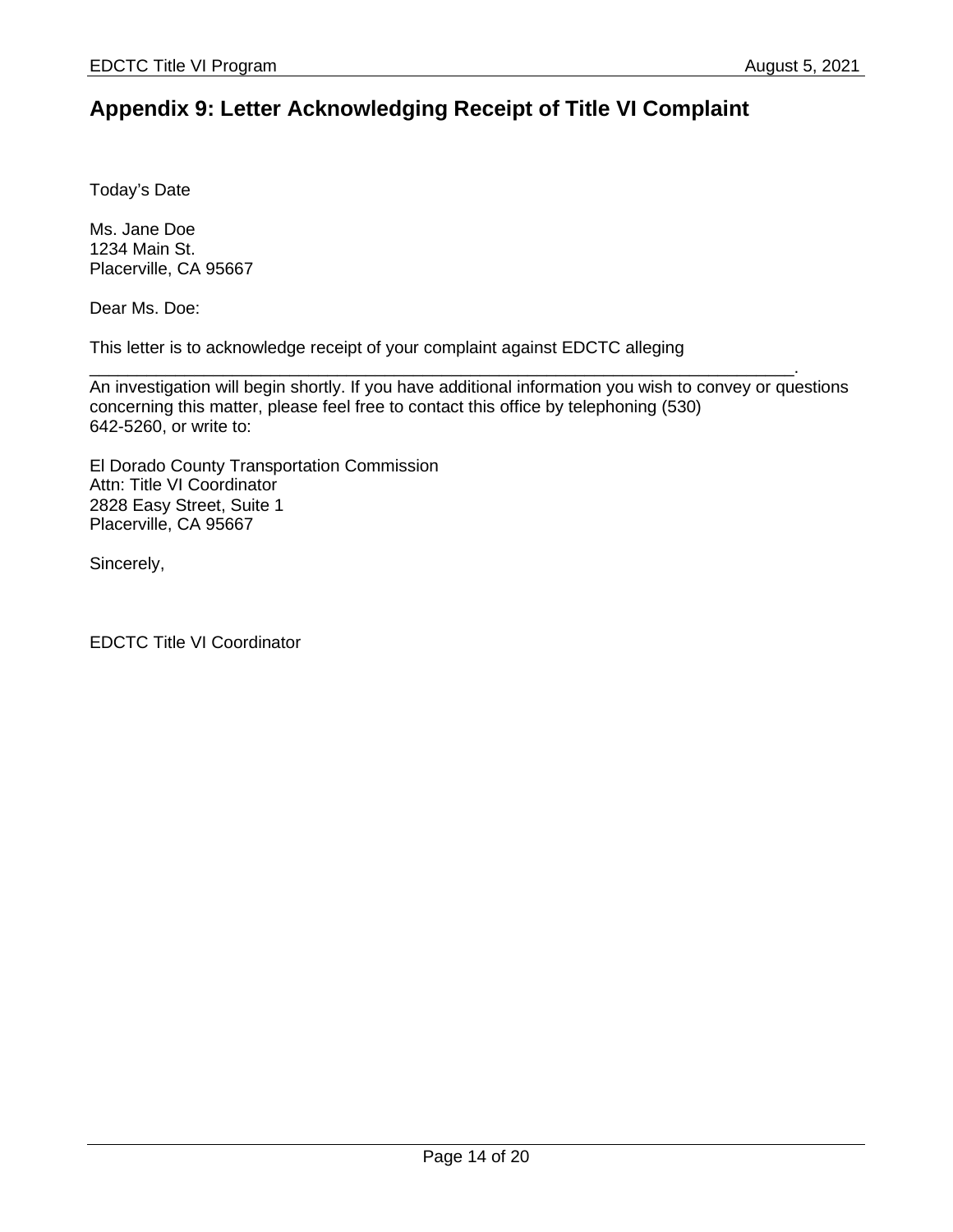## Appendix 9: Letter Acknowledging Receipt of Title VI Complaint

Today's Date

Ms. Jane Doe  
1234 Main St.  
Placerville, CA 95667

Dear Ms. Doe:

This letter is to acknowledge receipt of your complaint against EDCTC alleging \_\_\_\_\_\_\_\_\_\_\_\_\_\_\_\_\_\_\_\_\_\_\_\_\_\_\_\_\_\_\_\_\_\_\_\_\_\_\_\_\_\_\_\_\_\_\_\_\_\_\_\_\_\_\_\_\_\_\_\_\_\_\_\_\_\_\_\_\_\_\_\_\_\_.
An investigation will begin shortly. If you have additional information you wish to convey or questions concerning this matter, please feel free to contact this office by telephoning (530) 642-5260, or write to:

El Dorado County Transportation Commission  
Attn: Title VI Coordinator  
2828 Easy Street, Suite 1  
Placerville, CA 95667

Sincerely,

EDCTC Title VI Coordinator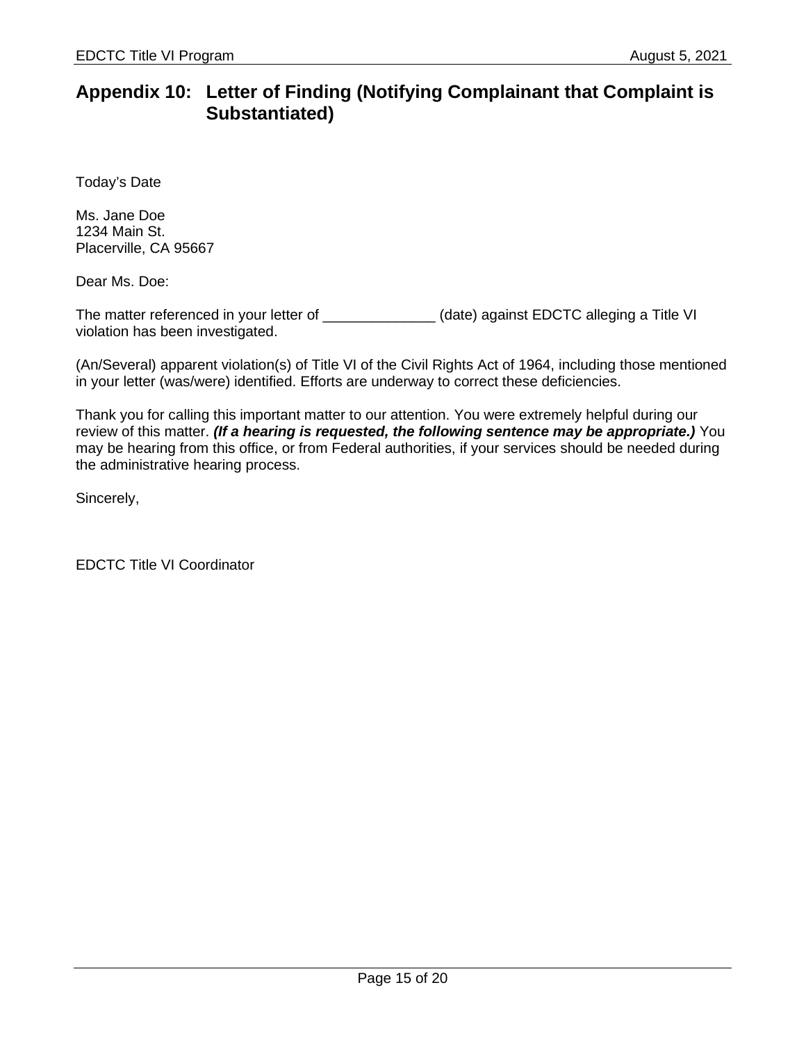## Appendix 10: Letter of Finding (Notifying Complainant that Complaint is Substantiated)

Today's Date

Ms. Jane Doe
1234 Main St.
Placerville, CA 95667

Dear Ms. Doe:

The matter referenced in your letter of ______________ (date) against EDCTC alleging a Title VI violation has been investigated.

(An/Several) apparent violation(s) of Title VI of the Civil Rights Act of 1964, including those mentioned in your letter (was/were) identified. Efforts are underway to correct these deficiencies.

Thank you for calling this important matter to our attention. You were extremely helpful during our review of this matter. ***(If a hearing is requested, the following sentence may be appropriate.)*** You may be hearing from this office, or from Federal authorities, if your services should be needed during the administrative hearing process.

Sincerely,

EDCTC Title VI Coordinator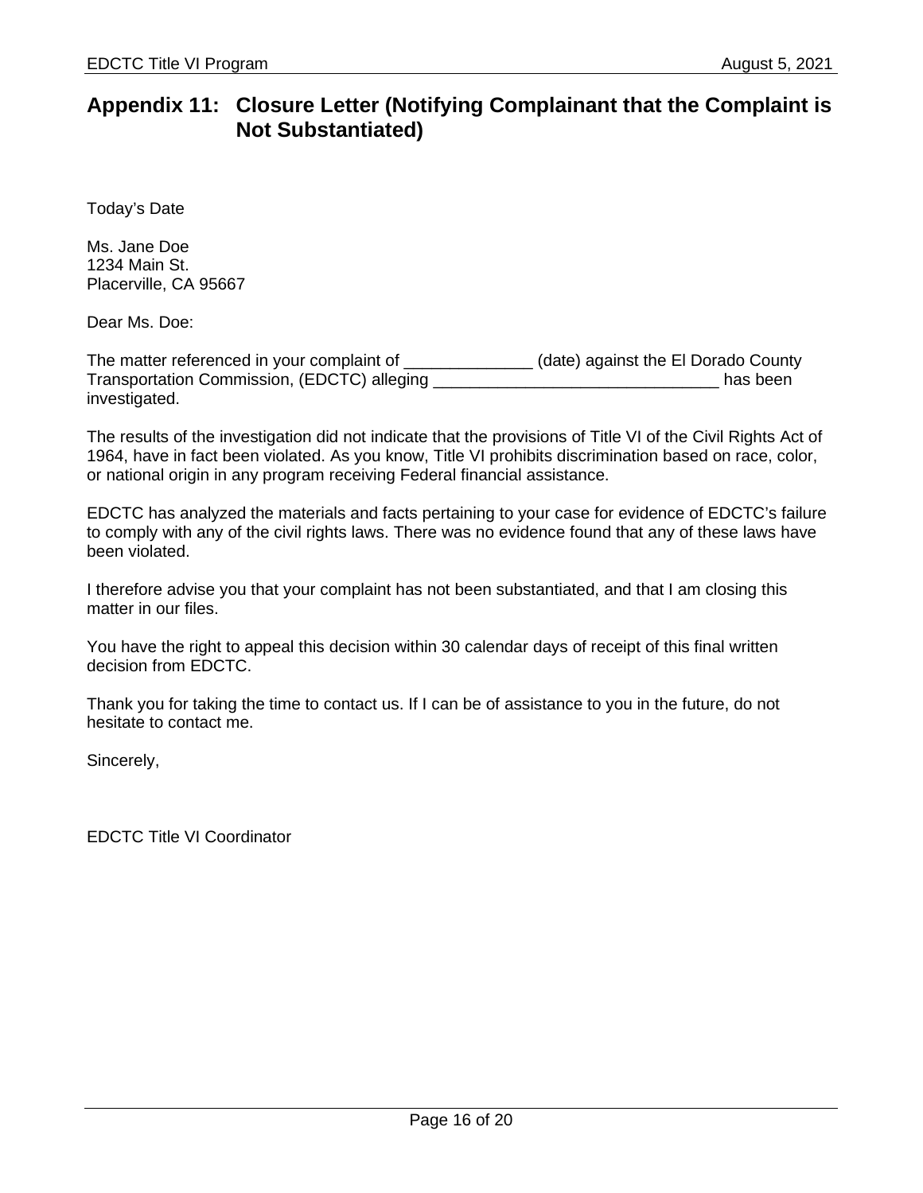## Appendix 11: Closure Letter (Notifying Complainant that the Complaint is Not Substantiated)

Today's Date

Ms. Jane Doe
1234 Main St.
Placerville, CA 95667

Dear Ms. Doe:

The matter referenced in your complaint of ______________ (date) against the El Dorado County Transportation Commission, (EDCTC) alleging _______________________________ has been investigated.

The results of the investigation did not indicate that the provisions of Title VI of the Civil Rights Act of 1964, have in fact been violated. As you know, Title VI prohibits discrimination based on race, color, or national origin in any program receiving Federal financial assistance.

EDCTC has analyzed the materials and facts pertaining to your case for evidence of EDCTC's failure to comply with any of the civil rights laws. There was no evidence found that any of these laws have been violated.

I therefore advise you that your complaint has not been substantiated, and that I am closing this matter in our files.

You have the right to appeal this decision within 30 calendar days of receipt of this final written decision from EDCTC.

Thank you for taking the time to contact us. If I can be of assistance to you in the future, do not hesitate to contact me.

Sincerely,

EDCTC Title VI Coordinator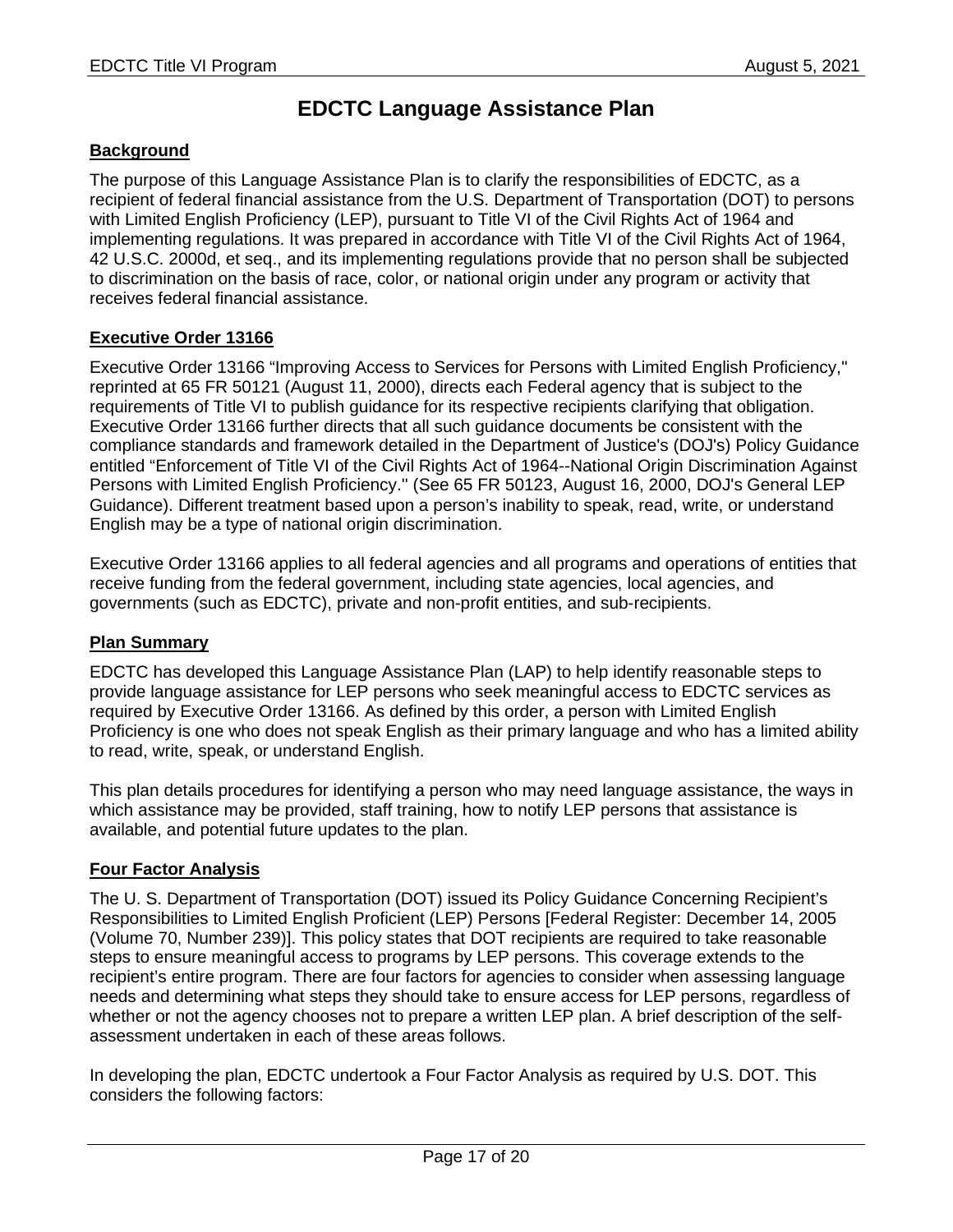# EDCTC Language Assistance Plan

## Background

The purpose of this Language Assistance Plan is to clarify the responsibilities of EDCTC, as a recipient of federal financial assistance from the U.S. Department of Transportation (DOT) to persons with Limited English Proficiency (LEP), pursuant to Title VI of the Civil Rights Act of 1964 and implementing regulations. It was prepared in accordance with Title VI of the Civil Rights Act of 1964, 42 U.S.C. 2000d, et seq., and its implementing regulations provide that no person shall be subjected to discrimination on the basis of race, color, or national origin under any program or activity that receives federal financial assistance.

## Executive Order 13166

Executive Order 13166 "Improving Access to Services for Persons with Limited English Proficiency," reprinted at 65 FR 50121 (August 11, 2000), directs each Federal agency that is subject to the requirements of Title VI to publish guidance for its respective recipients clarifying that obligation. Executive Order 13166 further directs that all such guidance documents be consistent with the compliance standards and framework detailed in the Department of Justice's (DOJ's) Policy Guidance entitled "Enforcement of Title VI of the Civil Rights Act of 1964--National Origin Discrimination Against Persons with Limited English Proficiency." (See 65 FR 50123, August 16, 2000, DOJ's General LEP Guidance). Different treatment based upon a person's inability to speak, read, write, or understand English may be a type of national origin discrimination.

Executive Order 13166 applies to all federal agencies and all programs and operations of entities that receive funding from the federal government, including state agencies, local agencies, and governments (such as EDCTC), private and non-profit entities, and sub-recipients.

## Plan Summary

EDCTC has developed this Language Assistance Plan (LAP) to help identify reasonable steps to provide language assistance for LEP persons who seek meaningful access to EDCTC services as required by Executive Order 13166. As defined by this order, a person with Limited English Proficiency is one who does not speak English as their primary language and who has a limited ability to read, write, speak, or understand English.

This plan details procedures for identifying a person who may need language assistance, the ways in which assistance may be provided, staff training, how to notify LEP persons that assistance is available, and potential future updates to the plan.

## Four Factor Analysis

The U. S. Department of Transportation (DOT) issued its Policy Guidance Concerning Recipient's Responsibilities to Limited English Proficient (LEP) Persons [Federal Register: December 14, 2005 (Volume 70, Number 239)]. This policy states that DOT recipients are required to take reasonable steps to ensure meaningful access to programs by LEP persons. This coverage extends to the recipient's entire program. There are four factors for agencies to consider when assessing language needs and determining what steps they should take to ensure access for LEP persons, regardless of whether or not the agency chooses not to prepare a written LEP plan. A brief description of the self-assessment undertaken in each of these areas follows.

In developing the plan, EDCTC undertook a Four Factor Analysis as required by U.S. DOT. This considers the following factors: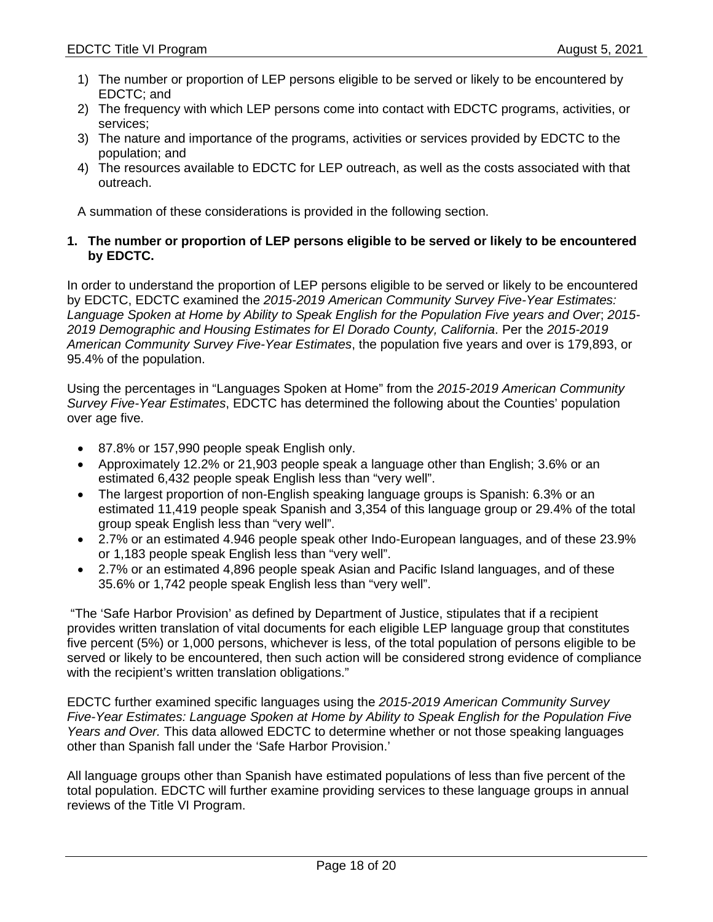1) The number or proportion of LEP persons eligible to be served or likely to be encountered by EDCTC; and
2) The frequency with which LEP persons come into contact with EDCTC programs, activities, or services;
3) The nature and importance of the programs, activities or services provided by EDCTC to the population; and
4) The resources available to EDCTC for LEP outreach, as well as the costs associated with that outreach.

A summation of these considerations is provided in the following section.

**1. The number or proportion of LEP persons eligible to be served or likely to be encountered by EDCTC.**

In order to understand the proportion of LEP persons eligible to be served or likely to be encountered by EDCTC, EDCTC examined the *2015-2019 American Community Survey Five-Year Estimates: Language Spoken at Home by Ability to Speak English for the Population Five years and Over*; *2015-2019 Demographic and Housing Estimates for El Dorado County, California*. Per the *2015-2019 American Community Survey Five-Year Estimates*, the population five years and over is 179,893, or 95.4% of the population.

Using the percentages in "Languages Spoken at Home" from the *2015-2019 American Community Survey Five-Year Estimates*, EDCTC has determined the following about the Counties' population over age five.

- 87.8% or 157,990 people speak English only.
- Approximately 12.2% or 21,903 people speak a language other than English; 3.6% or an estimated 6,432 people speak English less than "very well".
- The largest proportion of non-English speaking language groups is Spanish: 6.3% or an estimated 11,419 people speak Spanish and 3,354 of this language group or 29.4% of the total group speak English less than "very well".
- 2.7% or an estimated 4.946 people speak other Indo-European languages, and of these 23.9% or 1,183 people speak English less than "very well".
- 2.7% or an estimated 4,896 people speak Asian and Pacific Island languages, and of these 35.6% or 1,742 people speak English less than "very well".

"The 'Safe Harbor Provision' as defined by Department of Justice, stipulates that if a recipient provides written translation of vital documents for each eligible LEP language group that constitutes five percent (5%) or 1,000 persons, whichever is less, of the total population of persons eligible to be served or likely to be encountered, then such action will be considered strong evidence of compliance with the recipient's written translation obligations."

EDCTC further examined specific languages using the *2015-2019 American Community Survey Five-Year Estimates: Language Spoken at Home by Ability to Speak English for the Population Five Years and Over.* This data allowed EDCTC to determine whether or not those speaking languages other than Spanish fall under the 'Safe Harbor Provision.'

All language groups other than Spanish have estimated populations of less than five percent of the total population. EDCTC will further examine providing services to these language groups in annual reviews of the Title VI Program.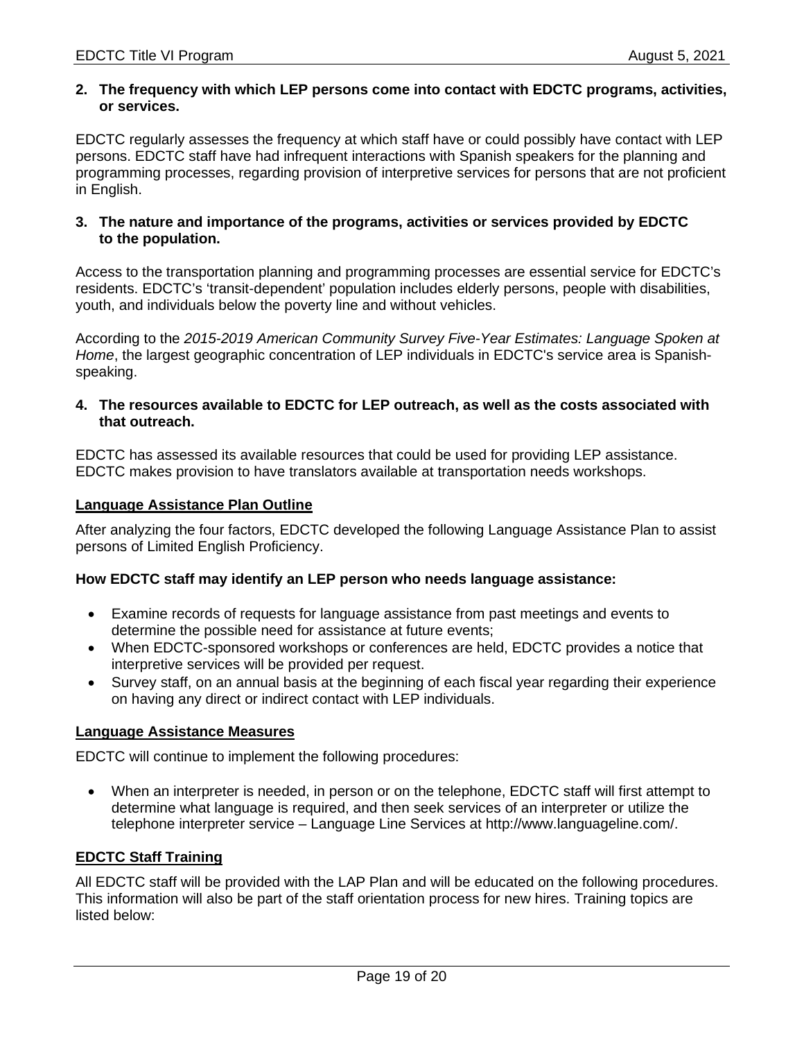**2. The frequency with which LEP persons come into contact with EDCTC programs, activities, or services.**

EDCTC regularly assesses the frequency at which staff have or could possibly have contact with LEP persons. EDCTC staff have had infrequent interactions with Spanish speakers for the planning and programming processes, regarding provision of interpretive services for persons that are not proficient in English.

**3. The nature and importance of the programs, activities or services provided by EDCTC to the population.**

Access to the transportation planning and programming processes are essential service for EDCTC's residents. EDCTC's 'transit-dependent' population includes elderly persons, people with disabilities, youth, and individuals below the poverty line and without vehicles.

According to the *2015-2019 American Community Survey Five-Year Estimates: Language Spoken at Home*, the largest geographic concentration of LEP individuals in EDCTC's service area is Spanish-speaking.

**4. The resources available to EDCTC for LEP outreach, as well as the costs associated with that outreach.**

EDCTC has assessed its available resources that could be used for providing LEP assistance. EDCTC makes provision to have translators available at transportation needs workshops.

**Language Assistance Plan Outline**

After analyzing the four factors, EDCTC developed the following Language Assistance Plan to assist persons of Limited English Proficiency.

**How EDCTC staff may identify an LEP person who needs language assistance:**

- Examine records of requests for language assistance from past meetings and events to determine the possible need for assistance at future events;
- When EDCTC-sponsored workshops or conferences are held, EDCTC provides a notice that interpretive services will be provided per request.
- Survey staff, on an annual basis at the beginning of each fiscal year regarding their experience on having any direct or indirect contact with LEP individuals.

**Language Assistance Measures**

EDCTC will continue to implement the following procedures:

- When an interpreter is needed, in person or on the telephone, EDCTC staff will first attempt to determine what language is required, and then seek services of an interpreter or utilize the telephone interpreter service – Language Line Services at http://www.languageline.com/.

**EDCTC Staff Training**

All EDCTC staff will be provided with the LAP Plan and will be educated on the following procedures. This information will also be part of the staff orientation process for new hires. Training topics are listed below: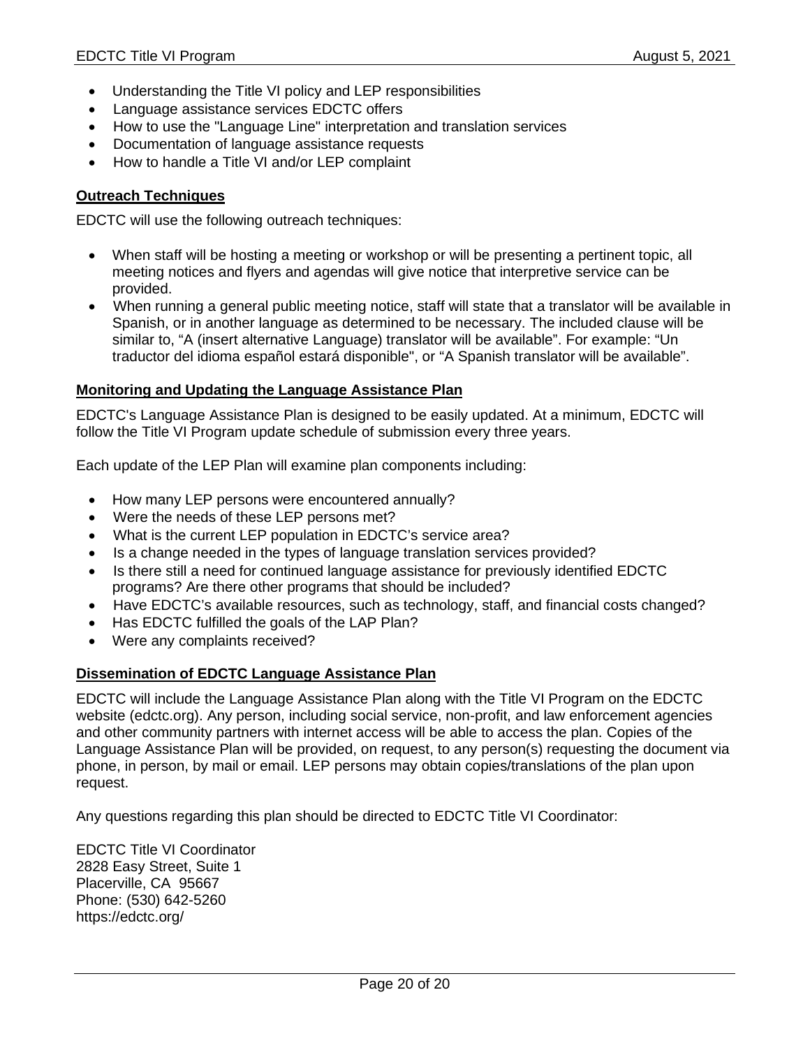- Understanding the Title VI policy and LEP responsibilities
- Language assistance services EDCTC offers
- How to use the "Language Line" interpretation and translation services
- Documentation of language assistance requests
- How to handle a Title VI and/or LEP complaint

## Outreach Techniques

EDCTC will use the following outreach techniques:

- When staff will be hosting a meeting or workshop or will be presenting a pertinent topic, all meeting notices and flyers and agendas will give notice that interpretive service can be provided.
- When running a general public meeting notice, staff will state that a translator will be available in Spanish, or in another language as determined to be necessary. The included clause will be similar to, "A (insert alternative Language) translator will be available". For example: "Un traductor del idioma español estará disponible", or "A Spanish translator will be available".

## Monitoring and Updating the Language Assistance Plan

EDCTC's Language Assistance Plan is designed to be easily updated. At a minimum, EDCTC will follow the Title VI Program update schedule of submission every three years.

Each update of the LEP Plan will examine plan components including:

- How many LEP persons were encountered annually?
- Were the needs of these LEP persons met?
- What is the current LEP population in EDCTC's service area?
- Is a change needed in the types of language translation services provided?
- Is there still a need for continued language assistance for previously identified EDCTC programs? Are there other programs that should be included?
- Have EDCTC's available resources, such as technology, staff, and financial costs changed?
- Has EDCTC fulfilled the goals of the LAP Plan?
- Were any complaints received?

## Dissemination of EDCTC Language Assistance Plan

EDCTC will include the Language Assistance Plan along with the Title VI Program on the EDCTC website (edctc.org). Any person, including social service, non-profit, and law enforcement agencies and other community partners with internet access will be able to access the plan. Copies of the Language Assistance Plan will be provided, on request, to any person(s) requesting the document via phone, in person, by mail or email. LEP persons may obtain copies/translations of the plan upon request.

Any questions regarding this plan should be directed to EDCTC Title VI Coordinator:

EDCTC Title VI Coordinator
2828 Easy Street, Suite 1
Placerville, CA 95667
Phone: (530) 642-5260
https://edctc.org/